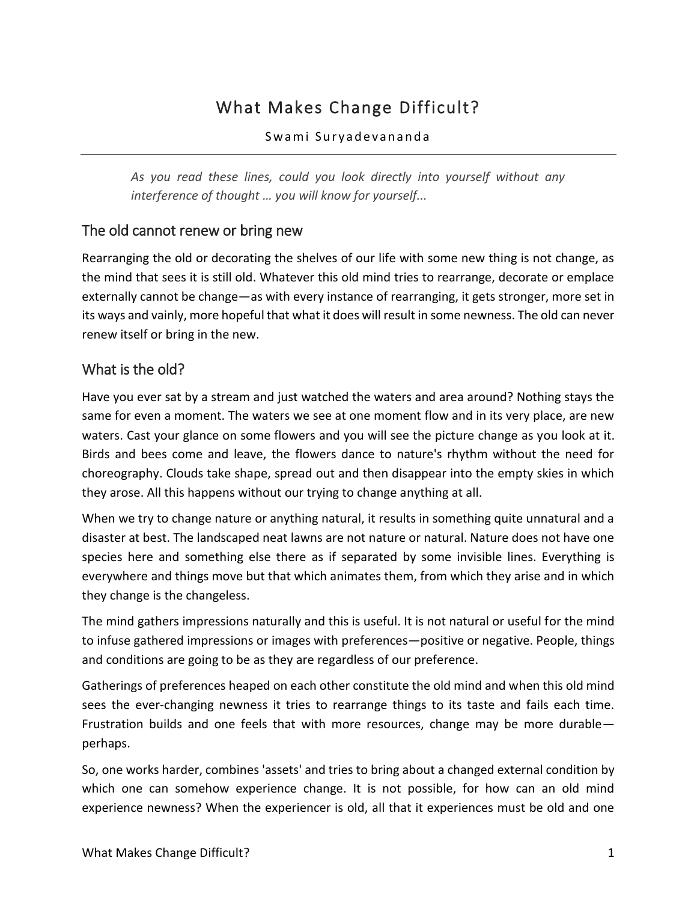# What Makes Change Difficult?

Swami Suryadevananda

*As you read these lines, could you look directly into yourself without any interference of thought … you will know for yourself...*

## The old cannot renew or bring new

Rearranging the old or decorating the shelves of our life with some new thing is not change, as the mind that sees it is still old. Whatever this old mind tries to rearrange, decorate or emplace externally cannot be change—as with every instance of rearranging, it gets stronger, more set in its ways and vainly, more hopeful that what it does will result in some newness. The old can never renew itself or bring in the new.

## What is the old?

Have you ever sat by a stream and just watched the waters and area around? Nothing stays the same for even a moment. The waters we see at one moment flow and in its very place, are new waters. Cast your glance on some flowers and you will see the picture change as you look at it. Birds and bees come and leave, the flowers dance to nature's rhythm without the need for choreography. Clouds take shape, spread out and then disappear into the empty skies in which they arose. All this happens without our trying to change anything at all.

When we try to change nature or anything natural, it results in something quite unnatural and a disaster at best. The landscaped neat lawns are not nature or natural. Nature does not have one species here and something else there as if separated by some invisible lines. Everything is everywhere and things move but that which animates them, from which they arise and in which they change is the changeless.

The mind gathers impressions naturally and this is useful. It is not natural or useful for the mind to infuse gathered impressions or images with preferences—positive or negative. People, things and conditions are going to be as they are regardless of our preference.

Gatherings of preferences heaped on each other constitute the old mind and when this old mind sees the ever-changing newness it tries to rearrange things to its taste and fails each time. Frustration builds and one feels that with more resources, change may be more durable—perhaps.

So, one works harder, combines 'assets' and tries to bring about a changed external condition by which one can somehow experience change. It is not possible, for how can an old mind experience newness? When the experiencer is old, all that it experiences must be old and one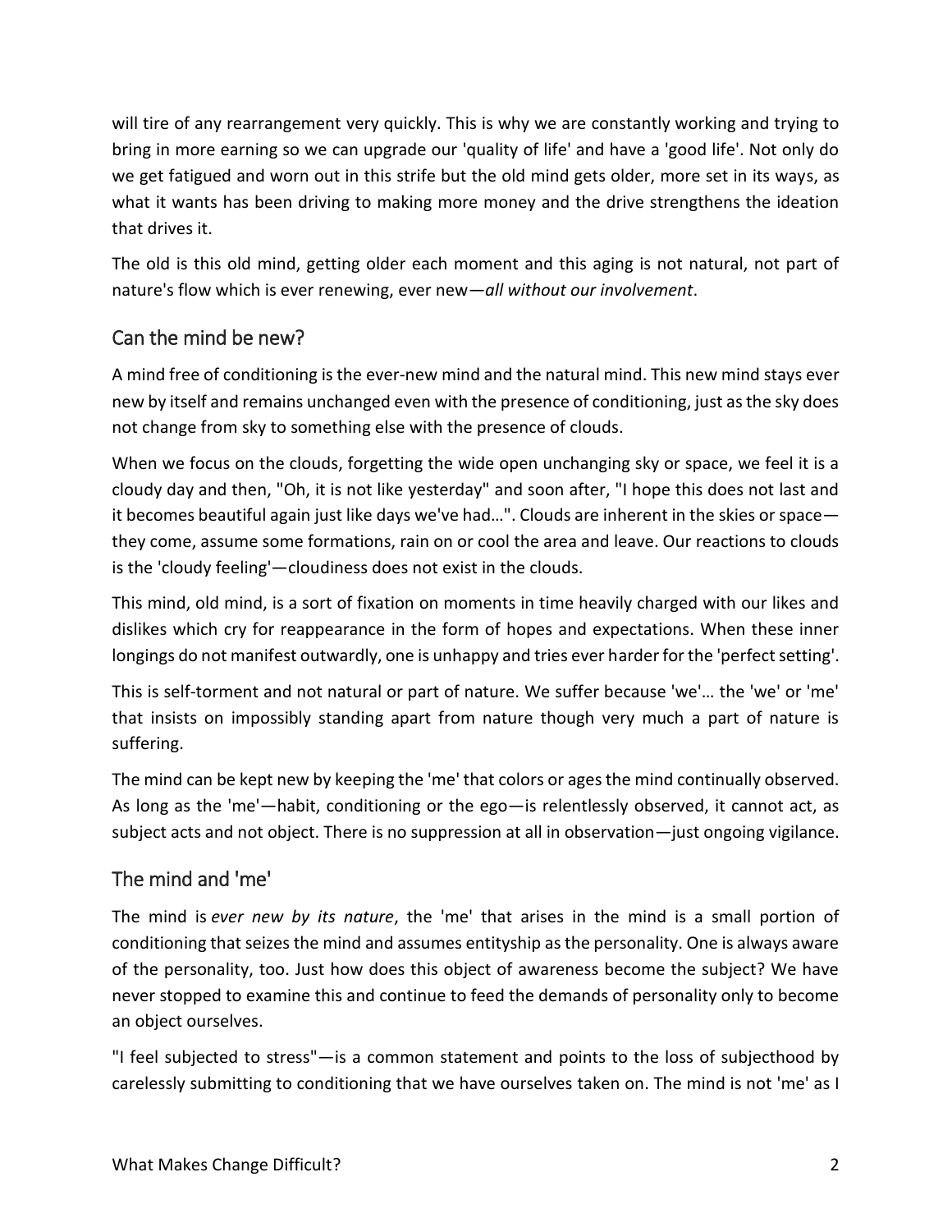will tire of any rearrangement very quickly. This is why we are constantly working and trying to bring in more earning so we can upgrade our 'quality of life' and have a 'good life'. Not only do we get fatigued and worn out in this strife but the old mind gets older, more set in its ways, as what it wants has been driving to making more money and the drive strengthens the ideation that drives it.

The old is this old mind, getting older each moment and this aging is not natural, not part of nature's flow which is ever renewing, ever new—*all without our involvement*.

## Can the mind be new?

A mind free of conditioning is the ever-new mind and the natural mind. This new mind stays ever new by itself and remains unchanged even with the presence of conditioning, just as the sky does not change from sky to something else with the presence of clouds.

When we focus on the clouds, forgetting the wide open unchanging sky or space, we feel it is a cloudy day and then, "Oh, it is not like yesterday" and soon after, "I hope this does not last and it becomes beautiful again just like days we've had…". Clouds are inherent in the skies or space—they come, assume some formations, rain on or cool the area and leave. Our reactions to clouds is the 'cloudy feeling'—cloudiness does not exist in the clouds.

This mind, old mind, is a sort of fixation on moments in time heavily charged with our likes and dislikes which cry for reappearance in the form of hopes and expectations. When these inner longings do not manifest outwardly, one is unhappy and tries ever harder for the 'perfect setting'.

This is self-torment and not natural or part of nature. We suffer because 'we'… the 'we' or 'me' that insists on impossibly standing apart from nature though very much a part of nature is suffering.

The mind can be kept new by keeping the 'me' that colors or ages the mind continually observed. As long as the 'me'—habit, conditioning or the ego—is relentlessly observed, it cannot act, as subject acts and not object. There is no suppression at all in observation—just ongoing vigilance.

## The mind and 'me'

The mind is *ever new by its nature*, the 'me' that arises in the mind is a small portion of conditioning that seizes the mind and assumes entityship as the personality. One is always aware of the personality, too. Just how does this object of awareness become the subject? We have never stopped to examine this and continue to feed the demands of personality only to become an object ourselves.

"I feel subjected to stress"—is a common statement and points to the loss of subjecthood by carelessly submitting to conditioning that we have ourselves taken on. The mind is not 'me' as I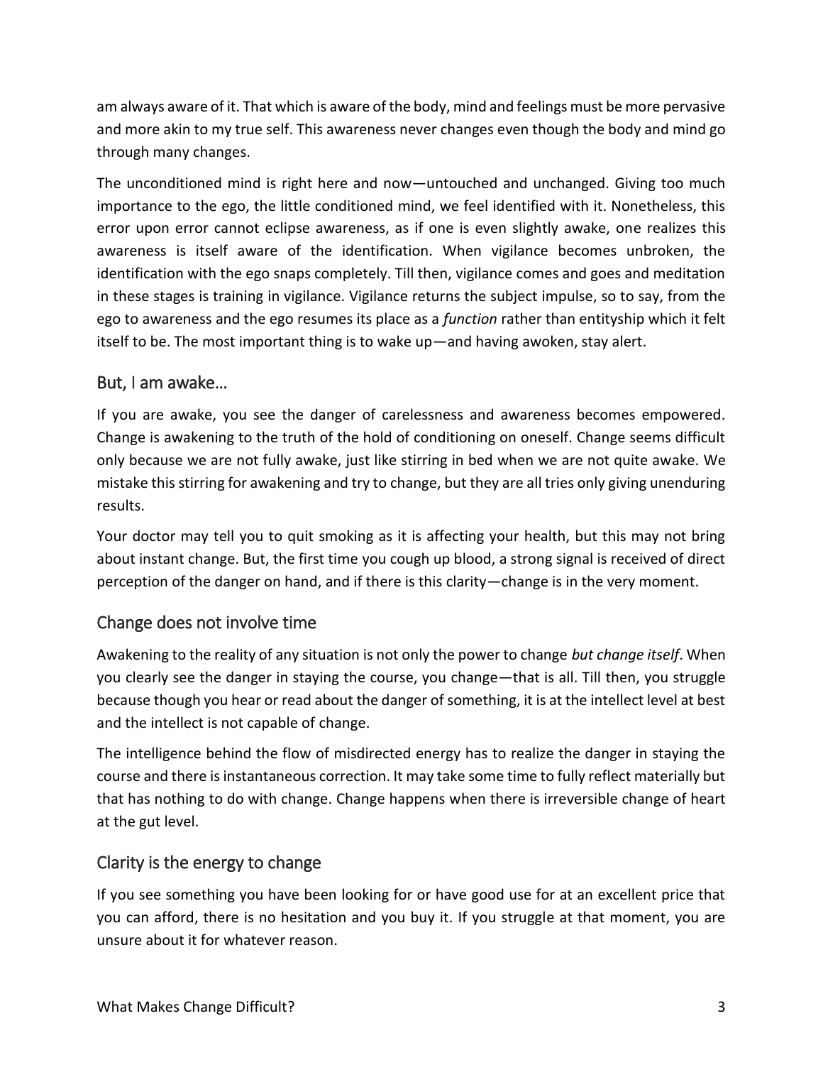am always aware of it. That which is aware of the body, mind and feelings must be more pervasive and more akin to my true self. This awareness never changes even though the body and mind go through many changes.

The unconditioned mind is right here and now—untouched and unchanged. Giving too much importance to the ego, the little conditioned mind, we feel identified with it. Nonetheless, this error upon error cannot eclipse awareness, as if one is even slightly awake, one realizes this awareness is itself aware of the identification. When vigilance becomes unbroken, the identification with the ego snaps completely. Till then, vigilance comes and goes and meditation in these stages is training in vigilance. Vigilance returns the subject impulse, so to say, from the ego to awareness and the ego resumes its place as a *function* rather than entityship which it felt itself to be. The most important thing is to wake up—and having awoken, stay alert.

## But, I am awake…

If you are awake, you see the danger of carelessness and awareness becomes empowered. Change is awakening to the truth of the hold of conditioning on oneself. Change seems difficult only because we are not fully awake, just like stirring in bed when we are not quite awake. We mistake this stirring for awakening and try to change, but they are all tries only giving unenduring results.

Your doctor may tell you to quit smoking as it is affecting your health, but this may not bring about instant change. But, the first time you cough up blood, a strong signal is received of direct perception of the danger on hand, and if there is this clarity—change is in the very moment.

## Change does not involve time

Awakening to the reality of any situation is not only the power to change *but change itself*. When you clearly see the danger in staying the course, you change—that is all. Till then, you struggle because though you hear or read about the danger of something, it is at the intellect level at best and the intellect is not capable of change.

The intelligence behind the flow of misdirected energy has to realize the danger in staying the course and there is instantaneous correction. It may take some time to fully reflect materially but that has nothing to do with change. Change happens when there is irreversible change of heart at the gut level.

## Clarity is the energy to change

If you see something you have been looking for or have good use for at an excellent price that you can afford, there is no hesitation and you buy it. If you struggle at that moment, you are unsure about it for whatever reason.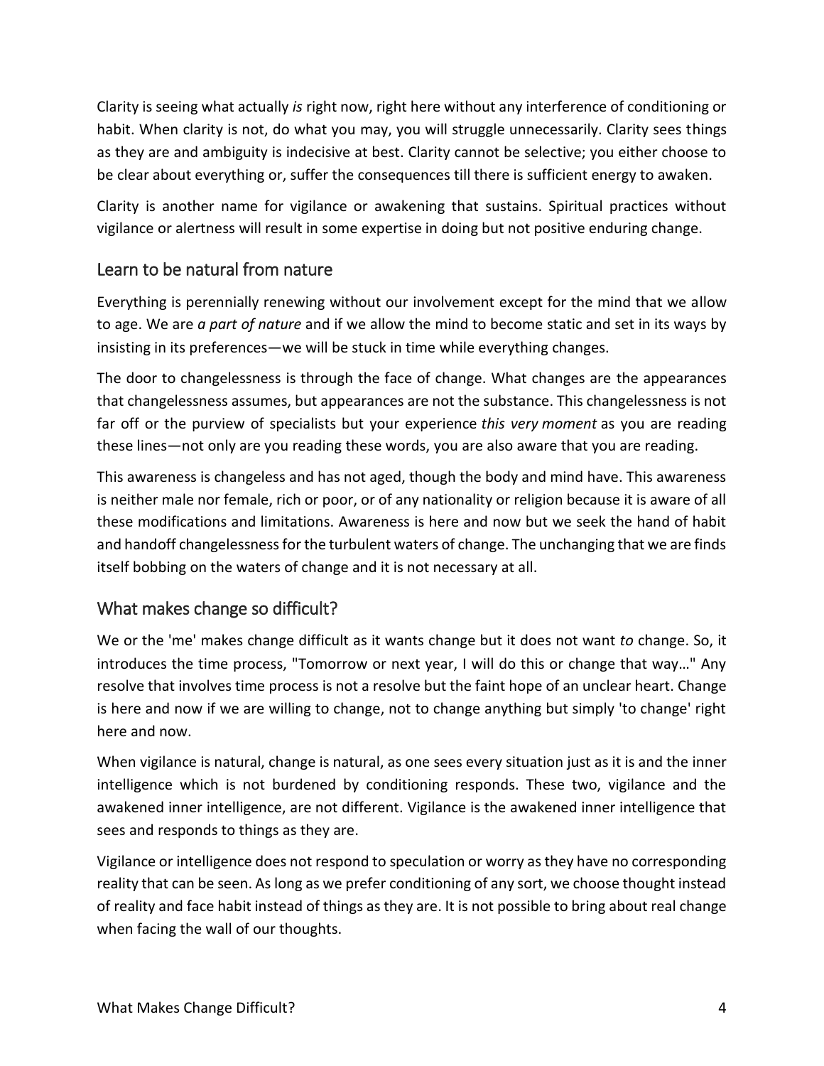Clarity is seeing what actually *is* right now, right here without any interference of conditioning or habit. When clarity is not, do what you may, you will struggle unnecessarily. Clarity sees things as they are and ambiguity is indecisive at best. Clarity cannot be selective; you either choose to be clear about everything or, suffer the consequences till there is sufficient energy to awaken.

Clarity is another name for vigilance or awakening that sustains. Spiritual practices without vigilance or alertness will result in some expertise in doing but not positive enduring change.

## Learn to be natural from nature

Everything is perennially renewing without our involvement except for the mind that we allow to age. We are *a part of nature* and if we allow the mind to become static and set in its ways by insisting in its preferences—we will be stuck in time while everything changes.

The door to changelessness is through the face of change. What changes are the appearances that changelessness assumes, but appearances are not the substance. This changelessness is not far off or the purview of specialists but your experience *this very moment* as you are reading these lines—not only are you reading these words, you are also aware that you are reading.

This awareness is changeless and has not aged, though the body and mind have. This awareness is neither male nor female, rich or poor, or of any nationality or religion because it is aware of all these modifications and limitations. Awareness is here and now but we seek the hand of habit and handoff changelessness for the turbulent waters of change. The unchanging that we are finds itself bobbing on the waters of change and it is not necessary at all.

## What makes change so difficult?

We or the 'me' makes change difficult as it wants change but it does not want *to* change. So, it introduces the time process, "Tomorrow or next year, I will do this or change that way…" Any resolve that involves time process is not a resolve but the faint hope of an unclear heart. Change is here and now if we are willing to change, not to change anything but simply 'to change' right here and now.

When vigilance is natural, change is natural, as one sees every situation just as it is and the inner intelligence which is not burdened by conditioning responds. These two, vigilance and the awakened inner intelligence, are not different. Vigilance is the awakened inner intelligence that sees and responds to things as they are.

Vigilance or intelligence does not respond to speculation or worry as they have no corresponding reality that can be seen. As long as we prefer conditioning of any sort, we choose thought instead of reality and face habit instead of things as they are. It is not possible to bring about real change when facing the wall of our thoughts.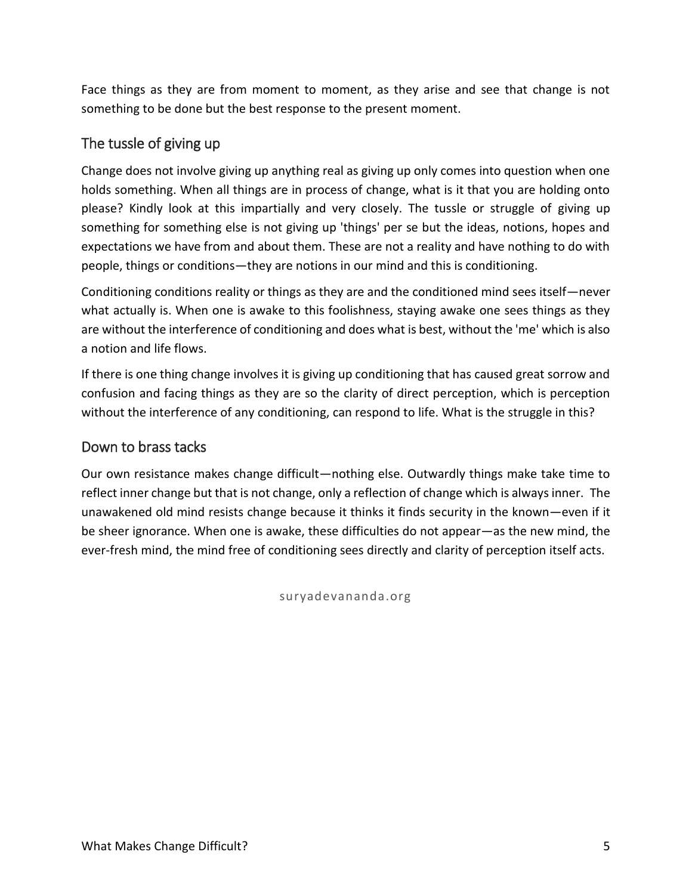Face things as they are from moment to moment, as they arise and see that change is not something to be done but the best response to the present moment.

## The tussle of giving up

Change does not involve giving up anything real as giving up only comes into question when one holds something. When all things are in process of change, what is it that you are holding onto please? Kindly look at this impartially and very closely. The tussle or struggle of giving up something for something else is not giving up 'things' per se but the ideas, notions, hopes and expectations we have from and about them. These are not a reality and have nothing to do with people, things or conditions—they are notions in our mind and this is conditioning.

Conditioning conditions reality or things as they are and the conditioned mind sees itself—never what actually is. When one is awake to this foolishness, staying awake one sees things as they are without the interference of conditioning and does what is best, without the 'me' which is also a notion and life flows.

If there is one thing change involves it is giving up conditioning that has caused great sorrow and confusion and facing things as they are so the clarity of direct perception, which is perception without the interference of any conditioning, can respond to life. What is the struggle in this?

## Down to brass tacks

Our own resistance makes change difficult—nothing else. Outwardly things make take time to reflect inner change but that is not change, only a reflection of change which is always inner. The unawakened old mind resists change because it thinks it finds security in the known—even if it be sheer ignorance. When one is awake, these difficulties do not appear—as the new mind, the ever-fresh mind, the mind free of conditioning sees directly and clarity of perception itself acts.

suryadevananda.org